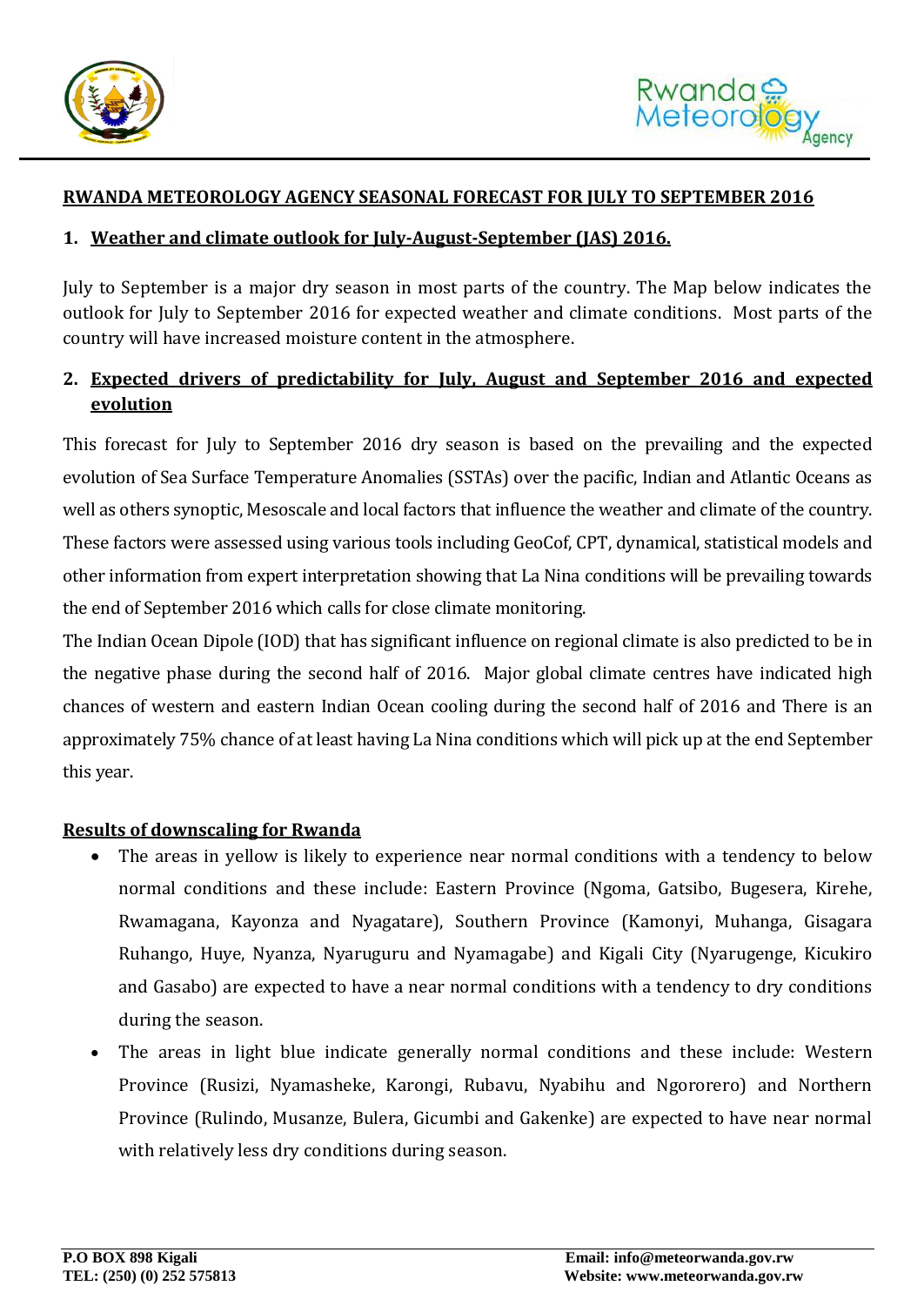# RWANDA METEOROLOGY AGENCY SEASONAL FORECAST FOR JULY TO SEPTEMBER 2016

## 1. Weather and climate outlook for July-August-September (JAS) 2016.

July to September is a major dry season in most parts of the country. The Map below indicates the outlook for July to September 2016 for expected weather and climate conditions. Most parts of the country will have increased moisture content in the atmosphere.

## 2. Expected drivers of predictability for July, August and September 2016 and expected evolution

This forecast for July to September 2016 dry season is based on the prevailing and the expected evolution of Sea Surface Temperature Anomalies (SSTAs) over the pacific, Indian and Atlantic Oceans as well as others synoptic, Mesoscale and local factors that influence the weather and climate of the country. These factors were assessed using various tools including GeoCof, CPT, dynamical, statistical models and other information from expert interpretation showing that La Nina conditions will be prevailing towards the end of September 2016 which calls for close climate monitoring.

The Indian Ocean Dipole (IOD) that has significant influence on regional climate is also predicted to be in the negative phase during the second half of 2016. Major global climate centres have indicated high chances of western and eastern Indian Ocean cooling during the second half of 2016 and There is an approximately 75% chance of at least having La Nina conditions which will pick up at the end September this year.

### Results of downscaling for Rwanda

- The areas in yellow is likely to experience near normal conditions with a tendency to below normal conditions and these include: Eastern Province (Ngoma, Gatsibo, Bugesera, Kirehe, Rwamagana, Kayonza and Nyagatare), Southern Province (Kamonyi, Muhanga, Gisagara Ruhango, Huye, Nyanza, Nyaruguru and Nyamagabe) and Kigali City (Nyarugenge, Kicukiro and Gasabo) are expected to have a near normal conditions with a tendency to dry conditions during the season.
- The areas in light blue indicate generally normal conditions and these include: Western Province (Rusizi, Nyamasheke, Karongi, Rubavu, Nyabihu and Ngororero) and Northern Province (Rulindo, Musanze, Bulera, Gicumbi and Gakenke) are expected to have near normal with relatively less dry conditions during season.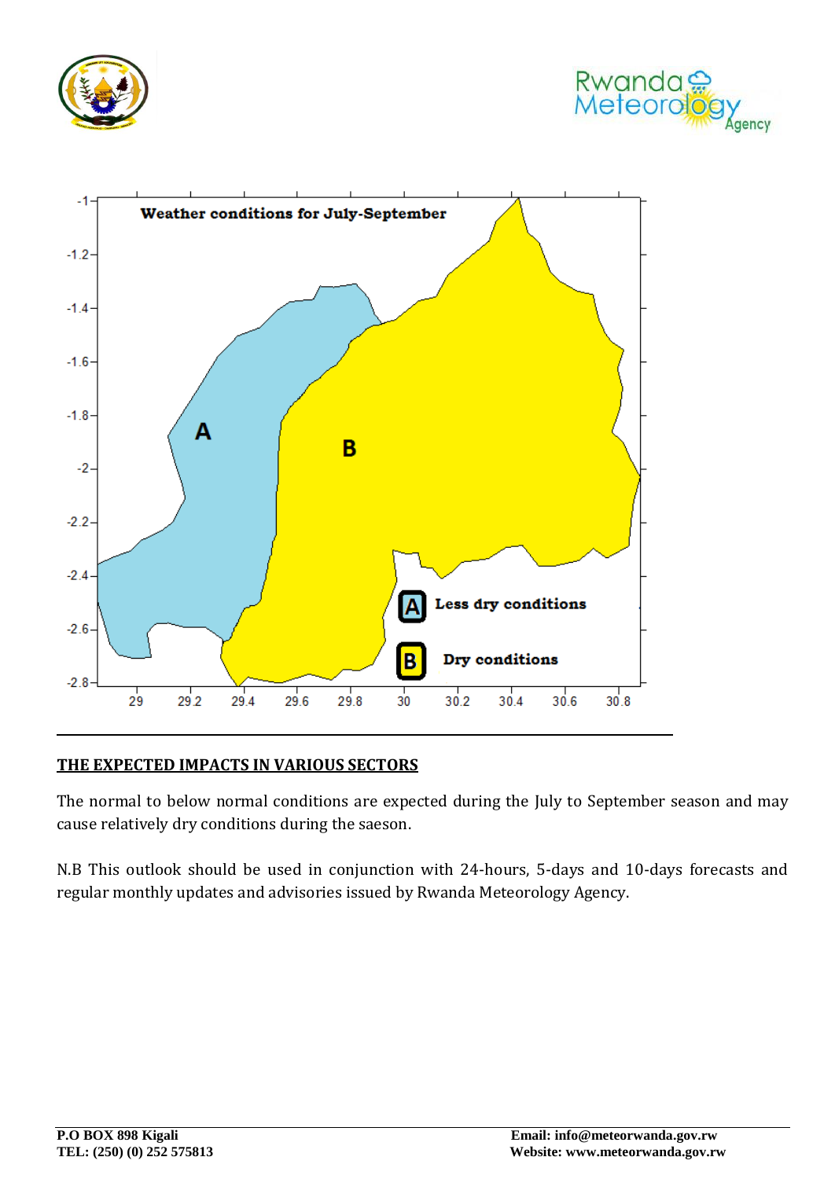Weather conditions for July-September

A

B

A Less dry conditions

B Dry conditions

-1
-1.2
-1.4
-1.6
-1.8
-2
-2.2
-2.4
-2.6
-2.8

29
29.2
29.4
29.6
29.8
30
30.2
30.4
30.6
30.8

## THE EXPECTED IMPACTS IN VARIOUS SECTORS

The normal to below normal conditions are expected during the July to September season and may cause relatively dry conditions during the saeson.

N.B This outlook should be used in conjunction with 24-hours, 5-days and 10-days forecasts and regular monthly updates and advisories issued by Rwanda Meteorology Agency.

**P.O BOX 898 Kigali**
**TEL: (250) (0) 252 575813**

**Email: info@meteorwanda.gov.rw**
**Website: www.meteorwanda.gov.rw**